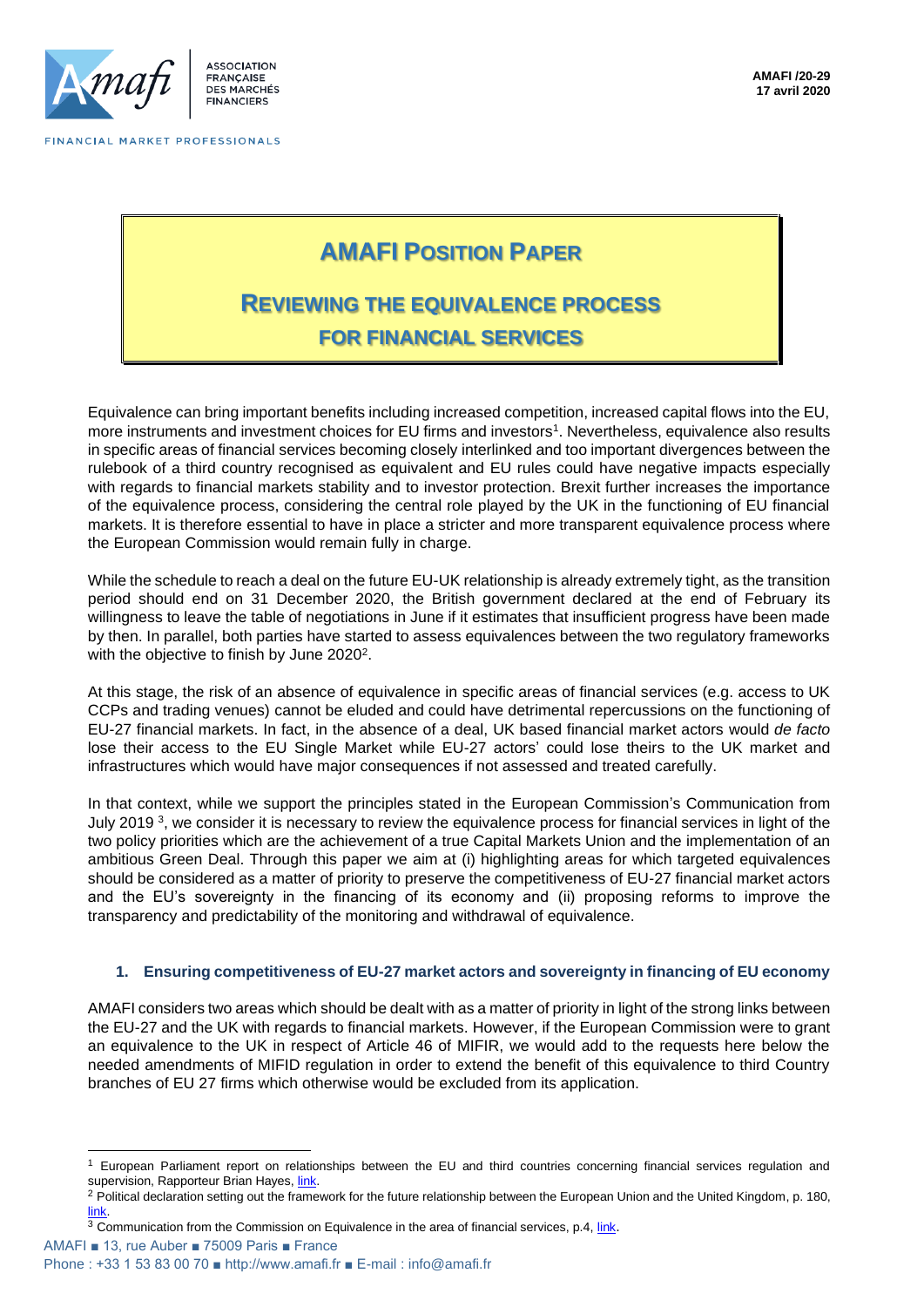AMAFI /20-29
17 avril 2020

# AMAFI POSITION PAPER

## REVIEWING THE EQUIVALENCE PROCESS FOR FINANCIAL SERVICES

Equivalence can bring important benefits including increased competition, increased capital flows into the EU, more instruments and investment choices for EU firms and investors[1]. Nevertheless, equivalence also results in specific areas of financial services becoming closely interlinked and too important divergences between the rulebook of a third country recognised as equivalent and EU rules could have negative impacts especially with regards to financial markets stability and to investor protection. Brexit further increases the importance of the equivalence process, considering the central role played by the UK in the functioning of EU financial markets. It is therefore essential to have in place a stricter and more transparent equivalence process where the European Commission would remain fully in charge.

While the schedule to reach a deal on the future EU-UK relationship is already extremely tight, as the transition period should end on 31 December 2020, the British government declared at the end of February its willingness to leave the table of negotiations in June if it estimates that insufficient progress have been made by then. In parallel, both parties have started to assess equivalences between the two regulatory frameworks with the objective to finish by June 2020[2].

At this stage, the risk of an absence of equivalence in specific areas of financial services (e.g. access to UK CCPs and trading venues) cannot be eluded and could have detrimental repercussions on the functioning of EU-27 financial markets. In fact, in the absence of a deal, UK based financial market actors would *de facto* lose their access to the EU Single Market while EU-27 actors' could lose theirs to the UK market and infrastructures which would have major consequences if not assessed and treated carefully.

In that context, while we support the principles stated in the European Commission's Communication from July 2019 [3], we consider it is necessary to review the equivalence process for financial services in light of the two policy priorities which are the achievement of a true Capital Markets Union and the implementation of an ambitious Green Deal. Through this paper we aim at (i) highlighting areas for which targeted equivalences should be considered as a matter of priority to preserve the competitiveness of EU-27 financial market actors and the EU's sovereignty in the financing of its economy and (ii) proposing reforms to improve the transparency and predictability of the monitoring and withdrawal of equivalence.

### 1. Ensuring competitiveness of EU-27 market actors and sovereignty in financing of EU economy

AMAFI considers two areas which should be dealt with as a matter of priority in light of the strong links between the EU-27 and the UK with regards to financial markets. However, if the European Commission were to grant an equivalence to the UK in respect of Article 46 of MIFIR, we would add to the requests here below the needed amendments of MIFID regulation in order to extend the benefit of this equivalence to third Country branches of EU 27 firms which otherwise would be excluded from its application.

---

[1] European Parliament report on relationships between the EU and third countries concerning financial services regulation and supervision, Rapporteur Brian Hayes, link.

[2] Political declaration setting out the framework for the future relationship between the European Union and the United Kingdom, p. 180, link.

[3] Communication from the Commission on Equivalence in the area of financial services, p.4, link.

AMAFI ■ 13, rue Auber ■ 75009 Paris ■ France
Phone : +33 1 53 83 00 70 ■ http://www.amafi.fr ■ E-mail : info@amafi.fr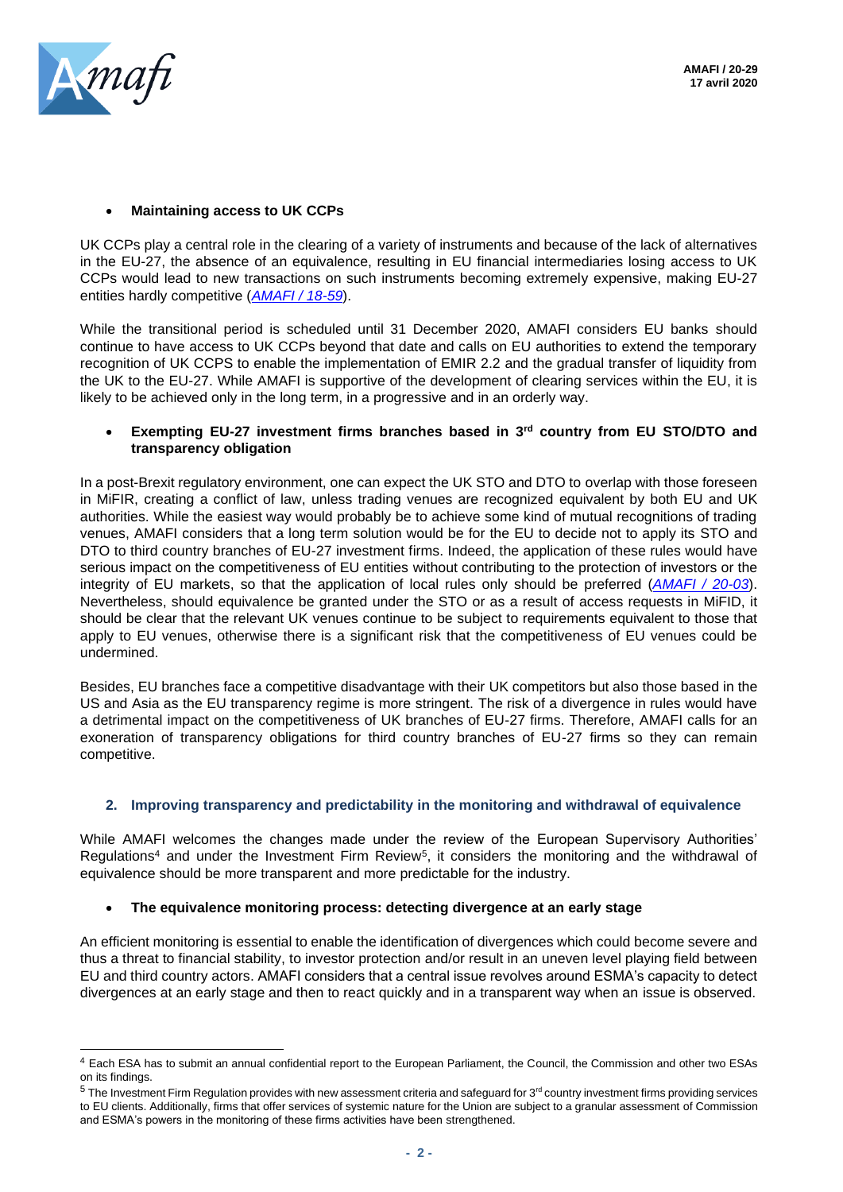- **Maintaining access to UK CCPs**

UK CCPs play a central role in the clearing of a variety of instruments and because of the lack of alternatives in the EU-27, the absence of an equivalence, resulting in EU financial intermediaries losing access to UK CCPs would lead to new transactions on such instruments becoming extremely expensive, making EU-27 entities hardly competitive (*AMAFI / 18-59*).

While the transitional period is scheduled until 31 December 2020, AMAFI considers EU banks should continue to have access to UK CCPs beyond that date and calls on EU authorities to extend the temporary recognition of UK CCPS to enable the implementation of EMIR 2.2 and the gradual transfer of liquidity from the UK to the EU-27. While AMAFI is supportive of the development of clearing services within the EU, it is likely to be achieved only in the long term, in a progressive and in an orderly way.

- **Exempting EU-27 investment firms branches based in 3rd country from EU STO/DTO and transparency obligation**

In a post-Brexit regulatory environment, one can expect the UK STO and DTO to overlap with those foreseen in MiFIR, creating a conflict of law, unless trading venues are recognized equivalent by both EU and UK authorities. While the easiest way would probably be to achieve some kind of mutual recognitions of trading venues, AMAFI considers that a long term solution would be for the EU to decide not to apply its STO and DTO to third country branches of EU-27 investment firms. Indeed, the application of these rules would have serious impact on the competitiveness of EU entities without contributing to the protection of investors or the integrity of EU markets, so that the application of local rules only should be preferred (*AMAFI / 20-03*). Nevertheless, should equivalence be granted under the STO or as a result of access requests in MiFID, it should be clear that the relevant UK venues continue to be subject to requirements equivalent to those that apply to EU venues, otherwise there is a significant risk that the competitiveness of EU venues could be undermined.

Besides, EU branches face a competitive disadvantage with their UK competitors but also those based in the US and Asia as the EU transparency regime is more stringent. The risk of a divergence in rules would have a detrimental impact on the competitiveness of UK branches of EU-27 firms. Therefore, AMAFI calls for an exoneration of transparency obligations for third country branches of EU-27 firms so they can remain competitive.

## 2. Improving transparency and predictability in the monitoring and withdrawal of equivalence

While AMAFI welcomes the changes made under the review of the European Supervisory Authorities' Regulations[4] and under the Investment Firm Review[5], it considers the monitoring and the withdrawal of equivalence should be more transparent and more predictable for the industry.

- **The equivalence monitoring process: detecting divergence at an early stage**

An efficient monitoring is essential to enable the identification of divergences which could become severe and thus a threat to financial stability, to investor protection and/or result in an uneven level playing field between EU and third country actors. AMAFI considers that a central issue revolves around ESMA's capacity to detect divergences at an early stage and then to react quickly and in a transparent way when an issue is observed.

---

[4] Each ESA has to submit an annual confidential report to the European Parliament, the Council, the Commission and other two ESAs on its findings.

[5] The Investment Firm Regulation provides with new assessment criteria and safeguard for 3rd country investment firms providing services to EU clients. Additionally, firms that offer services of systemic nature for the Union are subject to a granular assessment of Commission and ESMA's powers in the monitoring of these firms activities have been strengthened.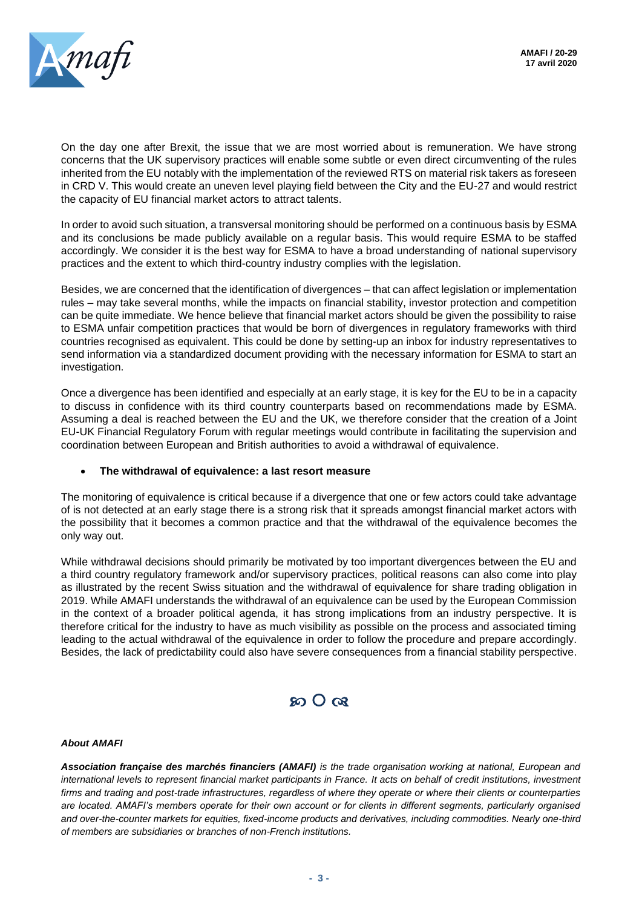On the day one after Brexit, the issue that we are most worried about is remuneration. We have strong concerns that the UK supervisory practices will enable some subtle or even direct circumventing of the rules inherited from the EU notably with the implementation of the reviewed RTS on material risk takers as foreseen in CRD V. This would create an uneven level playing field between the City and the EU-27 and would restrict the capacity of EU financial market actors to attract talents.

In order to avoid such situation, a transversal monitoring should be performed on a continuous basis by ESMA and its conclusions be made publicly available on a regular basis. This would require ESMA to be staffed accordingly. We consider it is the best way for ESMA to have a broad understanding of national supervisory practices and the extent to which third-country industry complies with the legislation.

Besides, we are concerned that the identification of divergences – that can affect legislation or implementation rules – may take several months, while the impacts on financial stability, investor protection and competition can be quite immediate. We hence believe that financial market actors should be given the possibility to raise to ESMA unfair competition practices that would be born of divergences in regulatory frameworks with third countries recognised as equivalent. This could be done by setting-up an inbox for industry representatives to send information via a standardized document providing with the necessary information for ESMA to start an investigation.

Once a divergence has been identified and especially at an early stage, it is key for the EU to be in a capacity to discuss in confidence with its third country counterparts based on recommendations made by ESMA. Assuming a deal is reached between the EU and the UK, we therefore consider that the creation of a Joint EU-UK Financial Regulatory Forum with regular meetings would contribute in facilitating the supervision and coordination between European and British authorities to avoid a withdrawal of equivalence.

- **The withdrawal of equivalence: a last resort measure**

The monitoring of equivalence is critical because if a divergence that one or few actors could take advantage of is not detected at an early stage there is a strong risk that it spreads amongst financial market actors with the possibility that it becomes a common practice and that the withdrawal of the equivalence becomes the only way out.

While withdrawal decisions should primarily be motivated by too important divergences between the EU and a third country regulatory framework and/or supervisory practices, political reasons can also come into play as illustrated by the recent Swiss situation and the withdrawal of equivalence for share trading obligation in 2019. While AMAFI understands the withdrawal of an equivalence can be used by the European Commission in the context of a broader political agenda, it has strong implications from an industry perspective. It is therefore critical for the industry to have as much visibility as possible on the process and associated timing leading to the actual withdrawal of the equivalence in order to follow the procedure and prepare accordingly. Besides, the lack of predictability could also have severe consequences from a financial stability perspective.

෴ O ෴

***About AMAFI***

***Association française des marchés financiers (AMAFI)*** *is the trade organisation working at national, European and international levels to represent financial market participants in France. It acts on behalf of credit institutions, investment firms and trading and post-trade infrastructures, regardless of where they operate or where their clients or counterparties are located. AMAFI's members operate for their own account or for clients in different segments, particularly organised and over-the-counter markets for equities, fixed-income products and derivatives, including commodities. Nearly one-third of members are subsidiaries or branches of non-French institutions.*